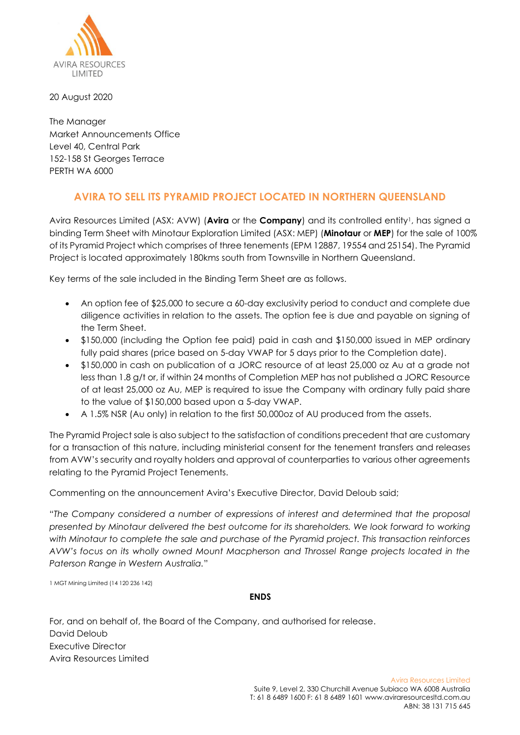AVIRA RESOURCES LIMITED

20 August 2020

The Manager
Market Announcements Office
Level 40, Central Park
152-158 St Georges Terrace
PERTH WA 6000

## AVIRA TO SELL ITS PYRAMID PROJECT LOCATED IN NORTHERN QUEENSLAND

Avira Resources Limited (ASX: AVW) (**Avira** or the **Company**) and its controlled entity[1], has signed a binding Term Sheet with Minotaur Exploration Limited (ASX: MEP) (**Minotaur** or **MEP**) for the sale of 100% of its Pyramid Project which comprises of three tenements (EPM 12887, 19554 and 25154). The Pyramid Project is located approximately 180kms south from Townsville in Northern Queensland.

Key terms of the sale included in the Binding Term Sheet are as follows.

- An option fee of $25,000 to secure a 60-day exclusivity period to conduct and complete due diligence activities in relation to the assets. The option fee is due and payable on signing of the Term Sheet.
- $150,000 (including the Option fee paid) paid in cash and $150,000 issued in MEP ordinary fully paid shares (price based on 5-day VWAP for 5 days prior to the Completion date).
- $150,000 in cash on publication of a JORC resource of at least 25,000 oz Au at a grade not less than 1.8 g/t or, if within 24 months of Completion MEP has not published a JORC Resource of at least 25,000 oz Au, MEP is required to issue the Company with ordinary fully paid share to the value of $150,000 based upon a 5-day VWAP.
- A 1.5% NSR (Au only) in relation to the first 50,000oz of AU produced from the assets.

The Pyramid Project sale is also subject to the satisfaction of conditions precedent that are customary for a transaction of this nature, including ministerial consent for the tenement transfers and releases from AVW's security and royalty holders and approval of counterparties to various other agreements relating to the Pyramid Project Tenements.

Commenting on the announcement Avira's Executive Director, David Deloub said;

"*The Company considered a number of expressions of interest and determined that the proposal presented by Minotaur delivered the best outcome for its shareholders. We look forward to working with Minotaur to complete the sale and purchase of the Pyramid project. This transaction reinforces AVW's focus on its wholly owned Mount Macpherson and Throssel Range projects located in the Paterson Range in Western Australia.*"

1 MGT Mining Limited (14 120 236 142)

**ENDS**

For, and on behalf of, the Board of the Company, and authorised for release.
David Deloub
Executive Director
Avira Resources Limited

Avira Resources Limited
Suite 9, Level 2, 330 Churchill Avenue Subiaco WA 6008 Australia
T: 61 8 6489 1600 F: 61 8 6489 1601 www.aviraresourcesltd.com.au
ABN: 38 131 715 645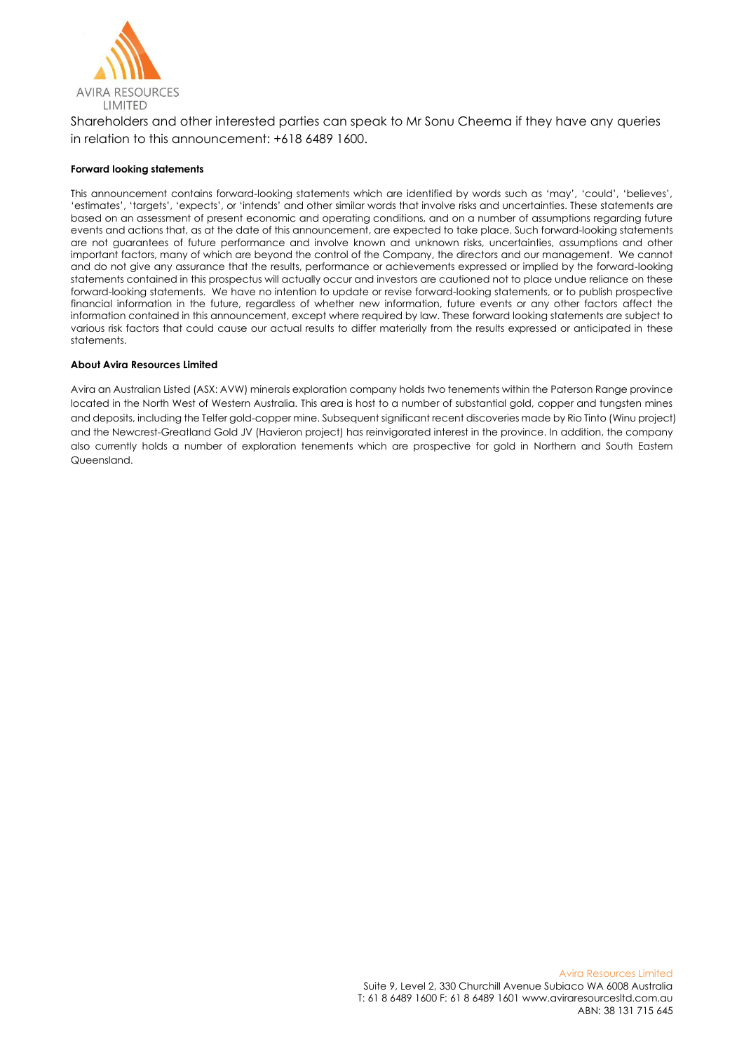Shareholders and other interested parties can speak to Mr Sonu Cheema if they have any queries in relation to this announcement: +618 6489 1600.

**Forward looking statements**

This announcement contains forward-looking statements which are identified by words such as 'may', 'could', 'believes', 'estimates', 'targets', 'expects', or 'intends' and other similar words that involve risks and uncertainties. These statements are based on an assessment of present economic and operating conditions, and on a number of assumptions regarding future events and actions that, as at the date of this announcement, are expected to take place. Such forward-looking statements are not guarantees of future performance and involve known and unknown risks, uncertainties, assumptions and other important factors, many of which are beyond the control of the Company, the directors and our management. We cannot and do not give any assurance that the results, performance or achievements expressed or implied by the forward-looking statements contained in this prospectus will actually occur and investors are cautioned not to place undue reliance on these forward-looking statements. We have no intention to update or revise forward-looking statements, or to publish prospective financial information in the future, regardless of whether new information, future events or any other factors affect the information contained in this announcement, except where required by law. These forward looking statements are subject to various risk factors that could cause our actual results to differ materially from the results expressed or anticipated in these statements.

**About Avira Resources Limited**

Avira an Australian Listed (ASX: AVW) minerals exploration company holds two tenements within the Paterson Range province located in the North West of Western Australia. This area is host to a number of substantial gold, copper and tungsten mines and deposits, including the Telfer gold-copper mine. Subsequent significant recent discoveries made by Rio Tinto (Winu project) and the Newcrest-Greatland Gold JV (Havieron project) has reinvigorated interest in the province. In addition, the company also currently holds a number of exploration tenements which are prospective for gold in Northern and South Eastern Queensland.

Avira Resources Limited
Suite 9, Level 2, 330 Churchill Avenue Subiaco WA 6008 Australia
T: 61 8 6489 1600 F: 61 8 6489 1601 www.aviraresourcesltd.com.au
ABN: 38 131 715 645